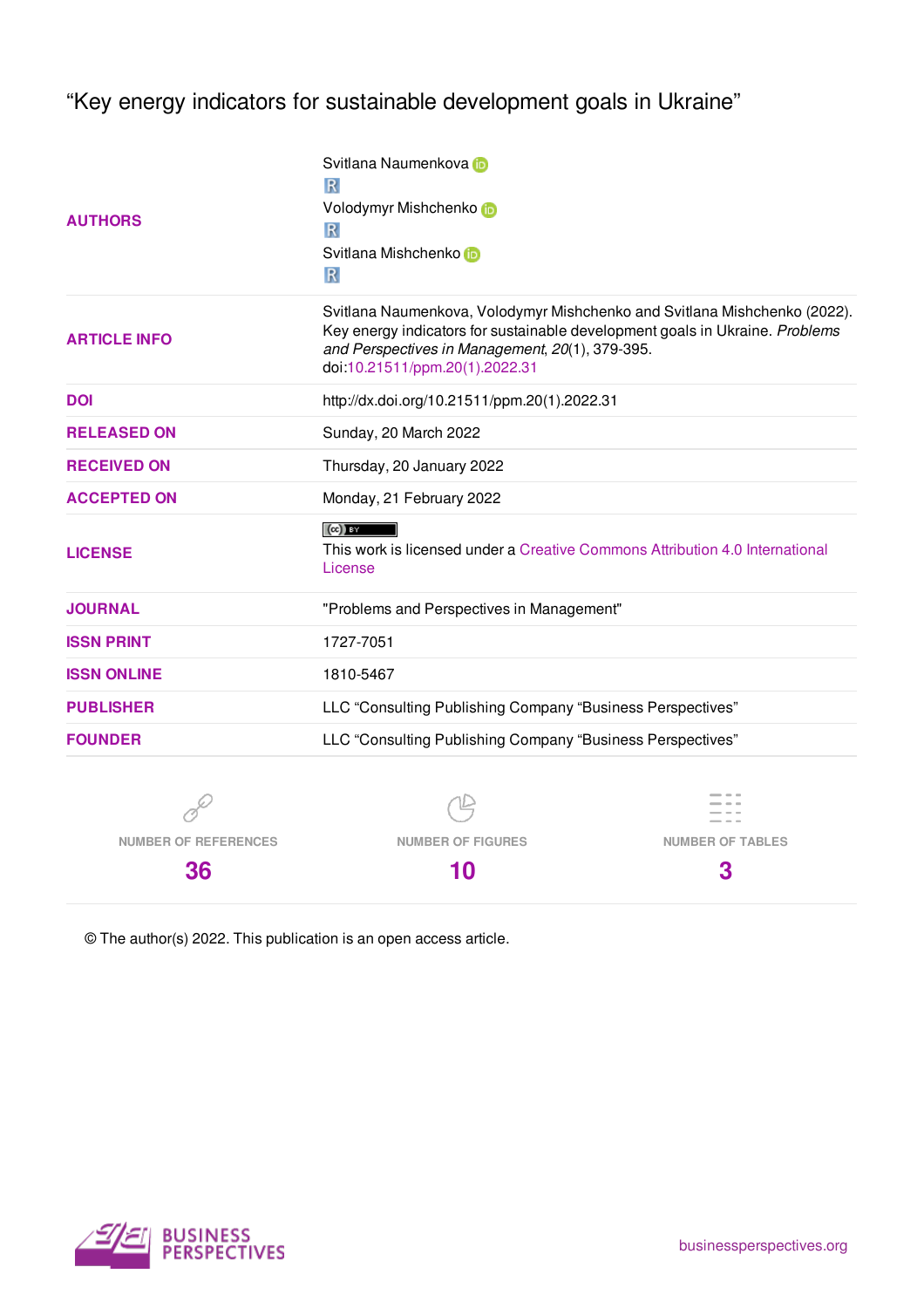# "Key energy indicators for sustainable development goals in Ukraine"

| | |
|---|---|
| **AUTHORS** | Svitlana Naumenkova<br>Volodymyr Mishchenko<br>Svitlana Mishchenko |
| **ARTICLE INFO** | Svitlana Naumenkova, Volodymyr Mishchenko and Svitlana Mishchenko (2022). Key energy indicators for sustainable development goals in Ukraine. *Problems and Perspectives in Management*, *20*(1), 379-395. doi:10.21511/ppm.20(1).2022.31 |
| **DOI** | http://dx.doi.org/10.21511/ppm.20(1).2022.31 |
| **RELEASED ON** | Sunday, 20 March 2022 |
| **RECEIVED ON** | Thursday, 20 January 2022 |
| **ACCEPTED ON** | Monday, 21 February 2022 |
| **LICENSE** | This work is licensed under a Creative Commons Attribution 4.0 International License |
| **JOURNAL** | "Problems and Perspectives in Management" |
| **ISSN PRINT** | 1727-7051 |
| **ISSN ONLINE** | 1810-5467 |
| **PUBLISHER** | LLC "Consulting Publishing Company "Business Perspectives" |
| **FOUNDER** | LLC "Consulting Publishing Company "Business Perspectives" |

| NUMBER OF REFERENCES | NUMBER OF FIGURES | NUMBER OF TABLES |
|---|---|---|
| 36 | 10 | 3 |

© The author(s) 2022. This publication is an open access article.

BUSINESS PERSPECTIVES

businessperspectives.org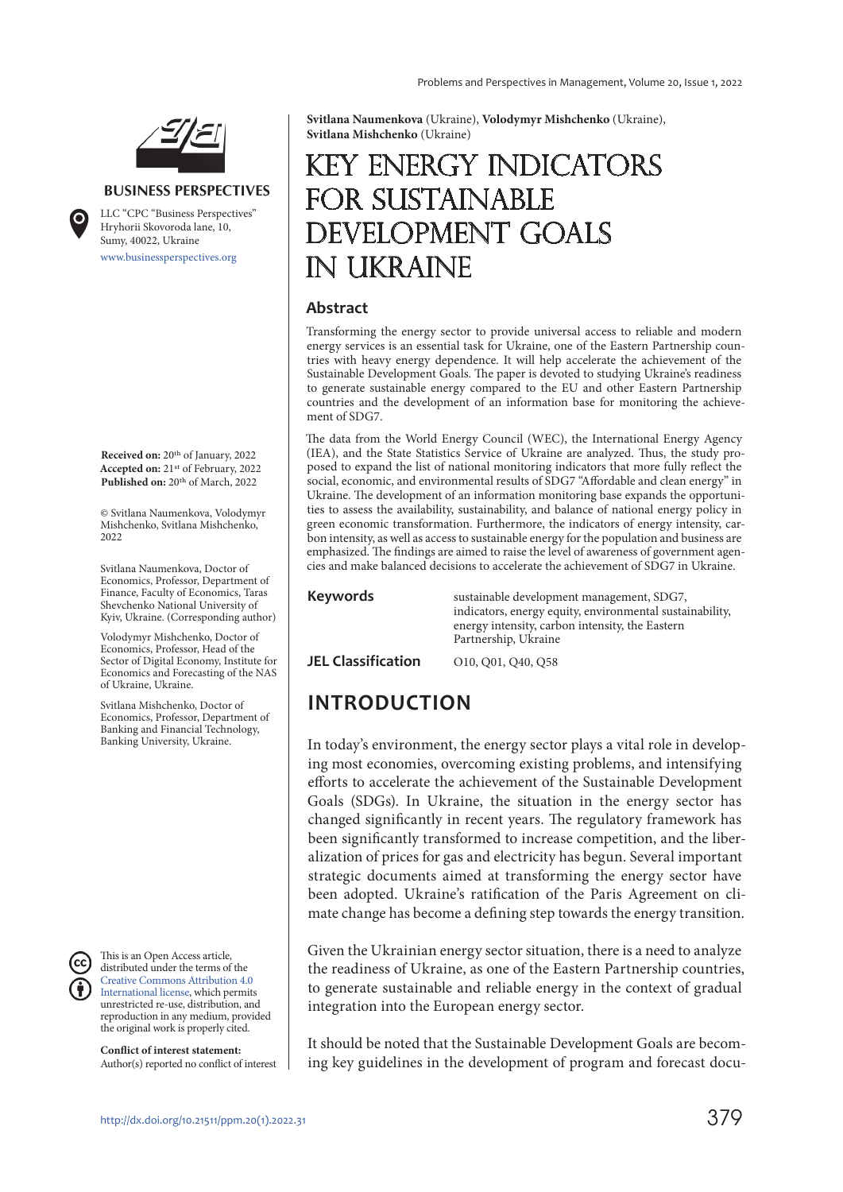**Svitlana Naumenkova** (Ukraine), **Volodymyr Mishchenko** (Ukraine), **Svitlana Mishchenko** (Ukraine)

# KEY ENERGY INDICATORS FOR SUSTAINABLE DEVELOPMENT GOALS IN UKRAINE

BUSINESS PERSPECTIVES

LLC "CPC "Business Perspectives"
Hryhorii Skovoroda lane, 10,
Sumy, 40022, Ukraine
www.businessperspectives.org

**Received on:** 20th of January, 2022
**Accepted on:** 21st of February, 2022
**Published on:** 20th of March, 2022

© Svitlana Naumenkova, Volodymyr Mishchenko, Svitlana Mishchenko, 2022

Svitlana Naumenkova, Doctor of Economics, Professor, Department of Finance, Faculty of Economics, Taras Shevchenko National University of Kyiv, Ukraine. (Corresponding author)

Volodymyr Mishchenko, Doctor of Economics, Professor, Head of the Sector of Digital Economy, Institute for Economics and Forecasting of the NAS of Ukraine, Ukraine.

Svitlana Mishchenko, Doctor of Economics, Professor, Department of Banking and Financial Technology, Banking University, Ukraine.

This is an Open Access article, distributed under the terms of the Creative Commons Attribution 4.0 International license, which permits unrestricted re-use, distribution, and reproduction in any medium, provided the original work is properly cited.

**Conflict of interest statement:**
Author(s) reported no conflict of interest

## Abstract

Transforming the energy sector to provide universal access to reliable and modern energy services is an essential task for Ukraine, one of the Eastern Partnership countries with heavy energy dependence. It will help accelerate the achievement of the Sustainable Development Goals. The paper is devoted to studying Ukraine's readiness to generate sustainable energy compared to the EU and other Eastern Partnership countries and the development of an information base for monitoring the achievement of SDG7.

The data from the World Energy Council (WEC), the International Energy Agency (IEA), and the State Statistics Service of Ukraine are analyzed. Thus, the study proposed to expand the list of national monitoring indicators that more fully reflect the social, economic, and environmental results of SDG7 "Affordable and clean energy" in Ukraine. The development of an information monitoring base expands the opportunities to assess the availability, sustainability, and balance of national energy policy in green economic transformation. Furthermore, the indicators of energy intensity, carbon intensity, as well as access to sustainable energy for the population and business are emphasized. The findings are aimed to raise the level of awareness of government agencies and make balanced decisions to accelerate the achievement of SDG7 in Ukraine.

**Keywords** sustainable development management, SDG7, indicators, energy equity, environmental sustainability, energy intensity, carbon intensity, the Eastern Partnership, Ukraine

**JEL Classification** O10, Q01, Q40, Q58

## INTRODUCTION

In today's environment, the energy sector plays a vital role in developing most economies, overcoming existing problems, and intensifying efforts to accelerate the achievement of the Sustainable Development Goals (SDGs). In Ukraine, the situation in the energy sector has changed significantly in recent years. The regulatory framework has been significantly transformed to increase competition, and the liberalization of prices for gas and electricity has begun. Several important strategic documents aimed at transforming the energy sector have been adopted. Ukraine's ratification of the Paris Agreement on climate change has become a defining step towards the energy transition.

Given the Ukrainian energy sector situation, there is a need to analyze the readiness of Ukraine, as one of the Eastern Partnership countries, to generate sustainable and reliable energy in the context of gradual integration into the European energy sector.

It should be noted that the Sustainable Development Goals are becoming key guidelines in the development of program and forecast docu-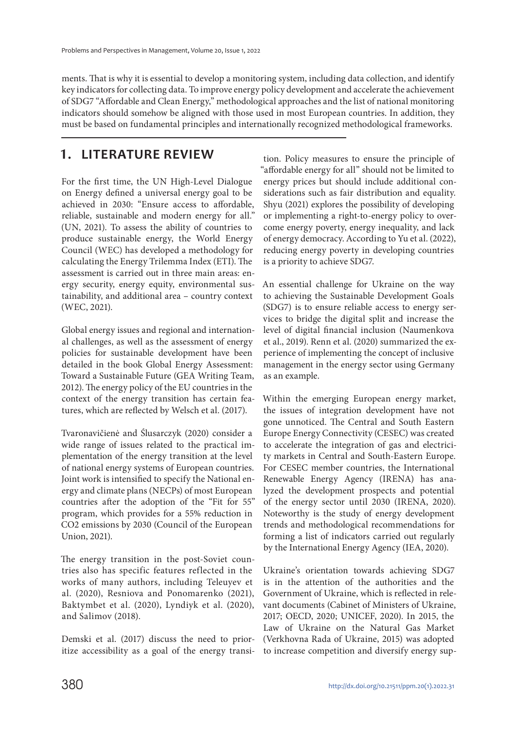ments. That is why it is essential to develop a monitoring system, including data collection, and identify key indicators for collecting data. To improve energy policy development and accelerate the achievement of SDG7 "Affordable and Clean Energy," methodological approaches and the list of national monitoring indicators should somehow be aligned with those used in most European countries. In addition, they must be based on fundamental principles and internationally recognized methodological frameworks.

## 1. LITERATURE REVIEW

For the first time, the UN High-Level Dialogue on Energy defined a universal energy goal to be achieved in 2030: "Ensure access to affordable, reliable, sustainable and modern energy for all." (UN, 2021). To assess the ability of countries to produce sustainable energy, the World Energy Council (WEC) has developed a methodology for calculating the Energy Trilemma Index (ETI). The assessment is carried out in three main areas: energy security, energy equity, environmental sustainability, and additional area – country context (WEC, 2021).

Global energy issues and regional and international challenges, as well as the assessment of energy policies for sustainable development have been detailed in the book Global Energy Assessment: Toward a Sustainable Future (GEA Writing Team, 2012). The energy policy of the EU countries in the context of the energy transition has certain features, which are reflected by Welsch et al. (2017).

Tvaronavičienė and Ślusarczyk (2020) consider a wide range of issues related to the practical implementation of the energy transition at the level of national energy systems of European countries. Joint work is intensified to specify the National energy and climate plans (NECPs) of most European countries after the adoption of the "Fit for 55" program, which provides for a 55% reduction in $CO_2$ emissions by 2030 (Council of the European Union, 2021).

The energy transition in the post-Soviet countries also has specific features reflected in the works of many authors, including Teleuyev et al. (2020), Resniova and Ponomarenko (2021), Baktymbet et al. (2020), Lyndiyk et al. (2020), and Salimov (2018).

Demski et al. (2017) discuss the need to prioritize accessibility as a goal of the energy transition. Policy measures to ensure the principle of "affordable energy for all" should not be limited to energy prices but should include additional considerations such as fair distribution and equality. Shyu (2021) explores the possibility of developing or implementing a right-to-energy policy to overcome energy poverty, energy inequality, and lack of energy democracy. According to Yu et al. (2022), reducing energy poverty in developing countries is a priority to achieve SDG7.

An essential challenge for Ukraine on the way to achieving the Sustainable Development Goals (SDG7) is to ensure reliable access to energy services to bridge the digital split and increase the level of digital financial inclusion (Naumenkova et al., 2019). Renn et al. (2020) summarized the experience of implementing the concept of inclusive management in the energy sector using Germany as an example.

Within the emerging European energy market, the issues of integration development have not gone unnoticed. The Central and South Eastern Europe Energy Connectivity (CESEC) was created to accelerate the integration of gas and electricity markets in Central and South-Eastern Europe. For CESEC member countries, the International Renewable Energy Agency (IRENA) has analyzed the development prospects and potential of the energy sector until 2030 (IRENA, 2020). Noteworthy is the study of energy development trends and methodological recommendations for forming a list of indicators carried out regularly by the International Energy Agency (IEA, 2020).

Ukraine's orientation towards achieving SDG7 is in the attention of the authorities and the Government of Ukraine, which is reflected in relevant documents (Cabinet of Ministers of Ukraine, 2017; OECD, 2020; UNICEF, 2020). In 2015, the Law of Ukraine on the Natural Gas Market (Verkhovna Rada of Ukraine, 2015) was adopted to increase competition and diversify energy sup-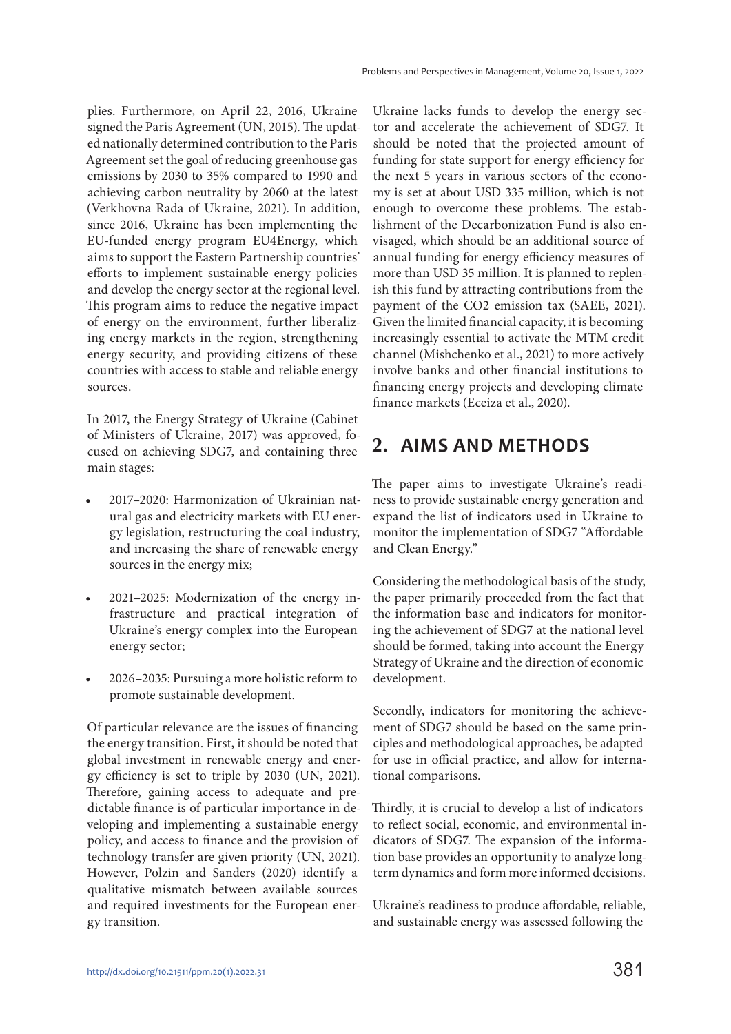plies. Furthermore, on April 22, 2016, Ukraine signed the Paris Agreement (UN, 2015). The updated nationally determined contribution to the Paris Agreement set the goal of reducing greenhouse gas emissions by 2030 to 35% compared to 1990 and achieving carbon neutrality by 2060 at the latest (Verkhovna Rada of Ukraine, 2021). In addition, since 2016, Ukraine has been implementing the EU-funded energy program EU4Energy, which aims to support the Eastern Partnership countries' efforts to implement sustainable energy policies and develop the energy sector at the regional level. This program aims to reduce the negative impact of energy on the environment, further liberalizing energy markets in the region, strengthening energy security, and providing citizens of these countries with access to stable and reliable energy sources.

In 2017, the Energy Strategy of Ukraine (Cabinet of Ministers of Ukraine, 2017) was approved, focused on achieving SDG7, and containing three main stages:

- 2017–2020: Harmonization of Ukrainian natural gas and electricity markets with EU energy legislation, restructuring the coal industry, and increasing the share of renewable energy sources in the energy mix;
- 2021–2025: Modernization of the energy infrastructure and practical integration of Ukraine's energy complex into the European energy sector;
- 2026–2035: Pursuing a more holistic reform to promote sustainable development.

Of particular relevance are the issues of financing the energy transition. First, it should be noted that global investment in renewable energy and energy efficiency is set to triple by 2030 (UN, 2021). Therefore, gaining access to adequate and predictable finance is of particular importance in developing and implementing a sustainable energy policy, and access to finance and the provision of technology transfer are given priority (UN, 2021). However, Polzin and Sanders (2020) identify a qualitative mismatch between available sources and required investments for the European energy transition.

Ukraine lacks funds to develop the energy sector and accelerate the achievement of SDG7. It should be noted that the projected amount of funding for state support for energy efficiency for the next 5 years in various sectors of the economy is set at about USD 335 million, which is not enough to overcome these problems. The establishment of the Decarbonization Fund is also envisaged, which should be an additional source of annual funding for energy efficiency measures of more than USD 35 million. It is planned to replenish this fund by attracting contributions from the payment of the $CO_2$ emission tax (SAEE, 2021). Given the limited financial capacity, it is becoming increasingly essential to activate the MTM credit channel (Mishchenko et al., 2021) to more actively involve banks and other financial institutions to financing energy projects and developing climate finance markets (Eceiza et al., 2020).

## 2. AIMS AND METHODS

The paper aims to investigate Ukraine's readiness to provide sustainable energy generation and expand the list of indicators used in Ukraine to monitor the implementation of SDG7 "Affordable and Clean Energy."

Considering the methodological basis of the study, the paper primarily proceeded from the fact that the information base and indicators for monitoring the achievement of SDG7 at the national level should be formed, taking into account the Energy Strategy of Ukraine and the direction of economic development.

Secondly, indicators for monitoring the achievement of SDG7 should be based on the same principles and methodological approaches, be adapted for use in official practice, and allow for international comparisons.

Thirdly, it is crucial to develop a list of indicators to reflect social, economic, and environmental indicators of SDG7. The expansion of the information base provides an opportunity to analyze long-term dynamics and form more informed decisions.

Ukraine's readiness to produce affordable, reliable, and sustainable energy was assessed following the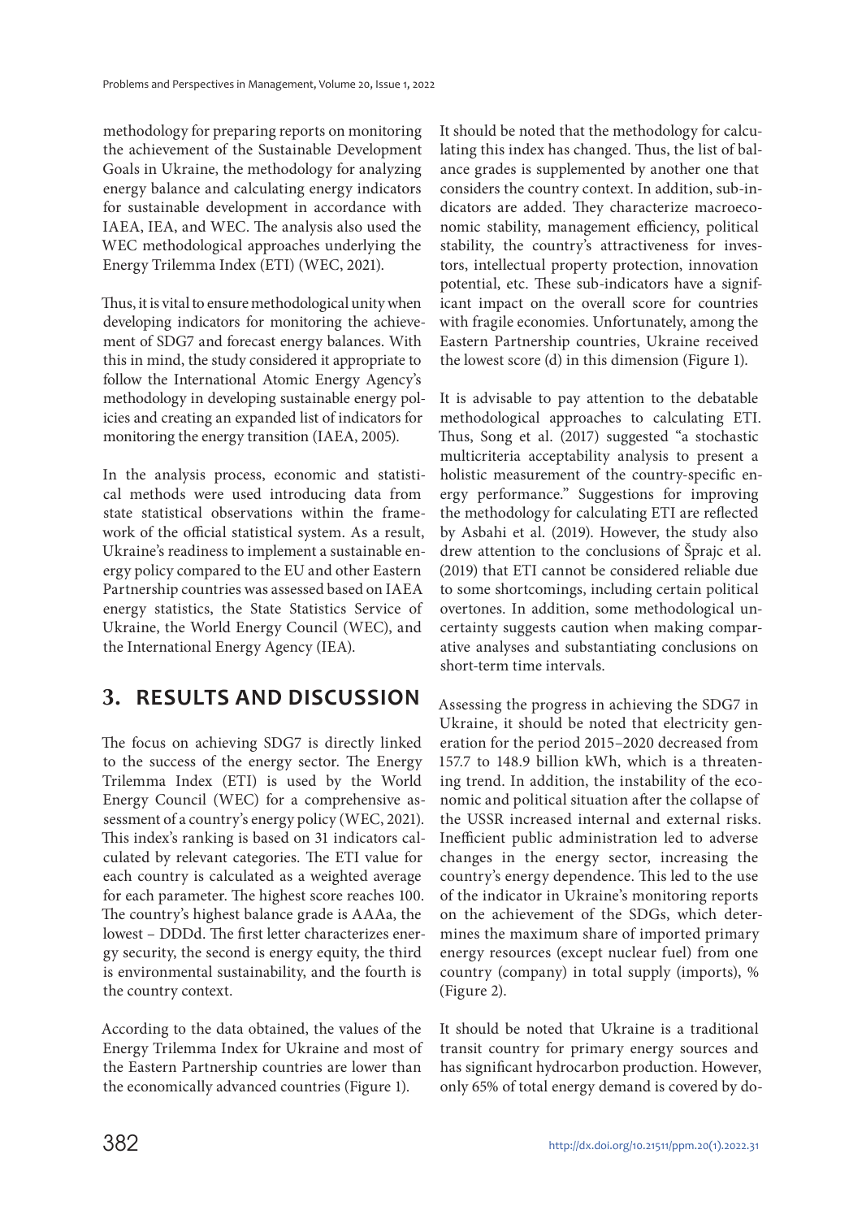methodology for preparing reports on monitoring the achievement of the Sustainable Development Goals in Ukraine, the methodology for analyzing energy balance and calculating energy indicators for sustainable development in accordance with IAEA, IEA, and WEC. The analysis also used the WEC methodological approaches underlying the Energy Trilemma Index (ETI) (WEC, 2021).

Thus, it is vital to ensure methodological unity when developing indicators for monitoring the achievement of SDG7 and forecast energy balances. With this in mind, the study considered it appropriate to follow the International Atomic Energy Agency's methodology in developing sustainable energy policies and creating an expanded list of indicators for monitoring the energy transition (IAEA, 2005).

In the analysis process, economic and statistical methods were used introducing data from state statistical observations within the framework of the official statistical system. As a result, Ukraine's readiness to implement a sustainable energy policy compared to the EU and other Eastern Partnership countries was assessed based on IAEA energy statistics, the State Statistics Service of Ukraine, the World Energy Council (WEC), and the International Energy Agency (IEA).

## 3. RESULTS AND DISCUSSION

The focus on achieving SDG7 is directly linked to the success of the energy sector. The Energy Trilemma Index (ETI) is used by the World Energy Council (WEC) for a comprehensive assessment of a country's energy policy (WEC, 2021). This index's ranking is based on 31 indicators calculated by relevant categories. The ETI value for each country is calculated as a weighted average for each parameter. The highest score reaches 100. The country's highest balance grade is AAAa, the lowest – DDDd. The first letter characterizes energy security, the second is energy equity, the third is environmental sustainability, and the fourth is the country context.

According to the data obtained, the values of the Energy Trilemma Index for Ukraine and most of the Eastern Partnership countries are lower than the economically advanced countries (Figure 1).

It should be noted that the methodology for calculating this index has changed. Thus, the list of balance grades is supplemented by another one that considers the country context. In addition, sub-indicators are added. They characterize macroeconomic stability, management efficiency, political stability, the country's attractiveness for investors, intellectual property protection, innovation potential, etc. These sub-indicators have a significant impact on the overall score for countries with fragile economies. Unfortunately, among the Eastern Partnership countries, Ukraine received the lowest score (d) in this dimension (Figure 1).

It is advisable to pay attention to the debatable methodological approaches to calculating ETI. Thus, Song et al. (2017) suggested "a stochastic multicriteria acceptability analysis to present a holistic measurement of the country-specific energy performance." Suggestions for improving the methodology for calculating ETI are reflected by Asbahi et al. (2019). However, the study also drew attention to the conclusions of Šprajc et al. (2019) that ETI cannot be considered reliable due to some shortcomings, including certain political overtones. In addition, some methodological uncertainty suggests caution when making comparative analyses and substantiating conclusions on short-term time intervals.

Assessing the progress in achieving the SDG7 in Ukraine, it should be noted that electricity generation for the period 2015–2020 decreased from 157.7 to 148.9 billion kWh, which is a threatening trend. In addition, the instability of the economic and political situation after the collapse of the USSR increased internal and external risks. Inefficient public administration led to adverse changes in the energy sector, increasing the country's energy dependence. This led to the use of the indicator in Ukraine's monitoring reports on the achievement of the SDGs, which determines the maximum share of imported primary energy resources (except nuclear fuel) from one country (company) in total supply (imports), % (Figure 2).

It should be noted that Ukraine is a traditional transit country for primary energy sources and has significant hydrocarbon production. However, only 65% of total energy demand is covered by do-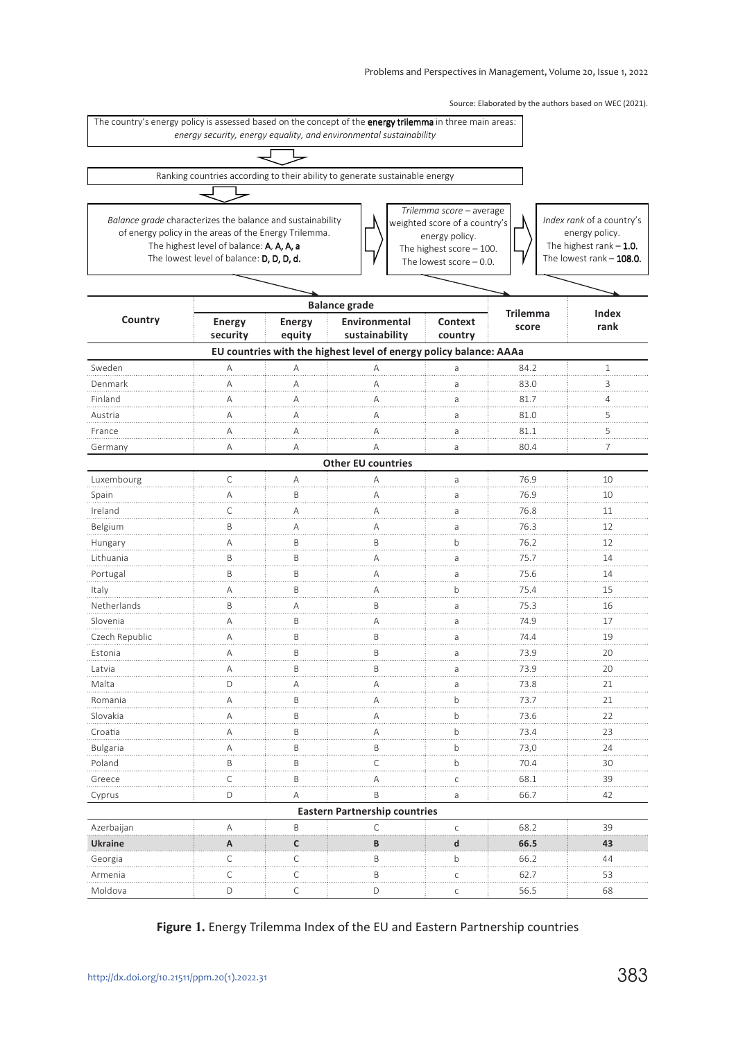Source: Elaborated by the authors based on WEC (2021).

The country's energy policy is assessed based on the concept of the **energy trilemma** in three main areas: *energy security, energy equality, and environmental sustainability*

Ranking countries according to their ability to generate sustainable energy

*Balance grade* characterizes the balance and sustainability of energy policy in the areas of the Energy Trilemma. The highest level of balance: **A, A, A, a** The lowest level of balance: **D, D, D, d.**

*Trilemma score* – average weighted score of a country's energy policy. The highest score – 100. The lowest score – 0.0.

*Index rank* of a country's energy policy. The highest rank – **1.0.** The lowest rank – **108.0.**

| Country | Balance grade | | | | Trilemma score | Index rank |
|---|---|---|---|---|---|---|
| | Energy security | Energy equity | Environmental sustainability | Context country | | |
| **EU countries with the highest level of energy policy balance: AAAa** | | | | | | |
| Sweden | A | A | A | a | 84.2 | 1 |
| Denmark | A | A | A | a | 83.0 | 3 |
| Finland | A | A | A | a | 81.7 | 4 |
| Austria | A | A | A | a | 81.0 | 5 |
| France | A | A | A | a | 81.1 | 5 |
| Germany | A | A | A | a | 80.4 | 7 |
| **Other EU countries** | | | | | | |
| Luxembourg | C | A | A | a | 76.9 | 10 |
| Spain | A | B | A | a | 76.9 | 10 |
| Ireland | C | A | A | a | 76.8 | 11 |
| Belgium | B | A | A | a | 76.3 | 12 |
| Hungary | A | B | B | b | 76.2 | 12 |
| Lithuania | B | B | A | a | 75.7 | 14 |
| Portugal | B | B | A | a | 75.6 | 14 |
| Italy | A | B | A | b | 75.4 | 15 |
| Netherlands | B | A | B | a | 75.3 | 16 |
| Slovenia | A | B | A | a | 74.9 | 17 |
| Czech Republic | A | B | B | a | 74.4 | 19 |
| Estonia | A | B | B | a | 73.9 | 20 |
| Latvia | A | B | B | a | 73.9 | 20 |
| Malta | D | A | A | a | 73.8 | 21 |
| Romania | A | B | A | b | 73.7 | 21 |
| Slovakia | A | B | A | b | 73.6 | 22 |
| Croatia | A | B | A | b | 73.4 | 23 |
| Bulgaria | A | B | B | b | 73,0 | 24 |
| Poland | B | B | C | b | 70.4 | 30 |
| Greece | C | B | A | c | 68.1 | 39 |
| Cyprus | D | A | B | a | 66.7 | 42 |
| **Eastern Partnership countries** | | | | | | |
| Azerbaijan | A | B | C | c | 68.2 | 39 |
| **Ukraine** | **A** | **C** | **B** | **d** | **66.5** | **43** |
| Georgia | C | C | B | b | 66.2 | 44 |
| Armenia | C | C | B | c | 62.7 | 53 |
| Moldova | D | C | D | c | 56.5 | 68 |

**Figure 1.** Energy Trilemma Index of the EU and Eastern Partnership countries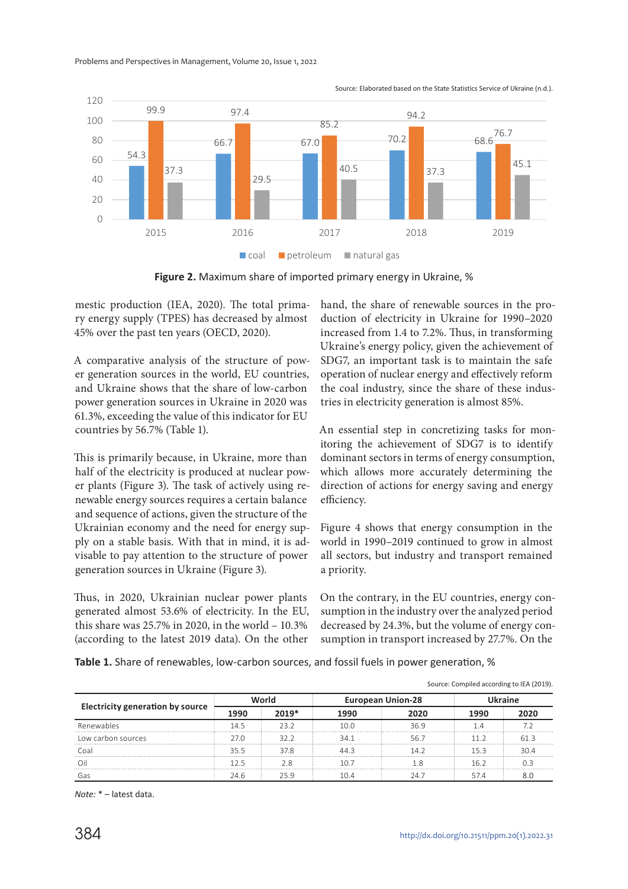Source: Elaborated based on the State Statistics Service of Ukraine (n.d.).

| Year | coal | petroleum | natural gas |
|---|---|---|---|
| 2015 | 54.3 | 99.9 | 37.3 |
| 2016 | 66.7 | 97.4 | 29.5 |
| 2017 | 67.0 | 85.2 | 40.5 |
| 2018 | 70.2 | 94.2 | 37.3 |
| 2019 | 68.6 | 76.7 | 45.1 |

**Figure 2.** Maximum share of imported primary energy in Ukraine, %

mestic production (IEA, 2020). The total primary energy supply (TPES) has decreased by almost 45% over the past ten years (OECD, 2020).

A comparative analysis of the structure of power generation sources in the world, EU countries, and Ukraine shows that the share of low-carbon power generation sources in Ukraine in 2020 was 61.3%, exceeding the value of this indicator for EU countries by 56.7% (Table 1).

This is primarily because, in Ukraine, more than half of the electricity is produced at nuclear power plants (Figure 3). The task of actively using renewable energy sources requires a certain balance and sequence of actions, given the structure of the Ukrainian economy and the need for energy supply on a stable basis. With that in mind, it is advisable to pay attention to the structure of power generation sources in Ukraine (Figure 3).

Thus, in 2020, Ukrainian nuclear power plants generated almost 53.6% of electricity. In the EU, this share was 25.7% in 2020, in the world – 10.3% (according to the latest 2019 data). On the other hand, the share of renewable sources in the production of electricity in Ukraine for 1990–2020 increased from 1.4 to 7.2%. Thus, in transforming Ukraine's energy policy, given the achievement of SDG7, an important task is to maintain the safe operation of nuclear energy and effectively reform the coal industry, since the share of these industries in electricity generation is almost 85%.

An essential step in concretizing tasks for monitoring the achievement of SDG7 is to identify dominant sectors in terms of energy consumption, which allows more accurately determining the direction of actions for energy saving and energy efficiency.

Figure 4 shows that energy consumption in the world in 1990–2019 continued to grow in almost all sectors, but industry and transport remained a priority.

On the contrary, in the EU countries, energy consumption in the industry over the analyzed period decreased by 24.3%, but the volume of energy consumption in transport increased by 27.7%. On the

**Table 1.** Share of renewables, low-carbon sources, and fossil fuels in power generation, %

Source: Compiled according to IEA (2019).

| Electricity generation by source | World | | European Union-28 | | Ukraine | |
|---|---|---|---|---|---|---|
| | 1990 | 2019* | 1990 | 2020 | 1990 | 2020 |
| Renewables | 14.5 | 23.2 | 10.0 | 36.9 | 1.4 | 7.2 |
| Low carbon sources | 27.0 | 32.2 | 34.1 | 56.7 | 11.2 | 61.3 |
| Coal | 35.5 | 37.8 | 44.3 | 14.2 | 15.3 | 30.4 |
| Oil | 12.5 | 2.8 | 10.7 | 1.8 | 16.2 | 0.3 |
| Gas | 24.6 | 25.9 | 10.4 | 24.7 | 57.4 | 8.0 |

*Note:* * – latest data.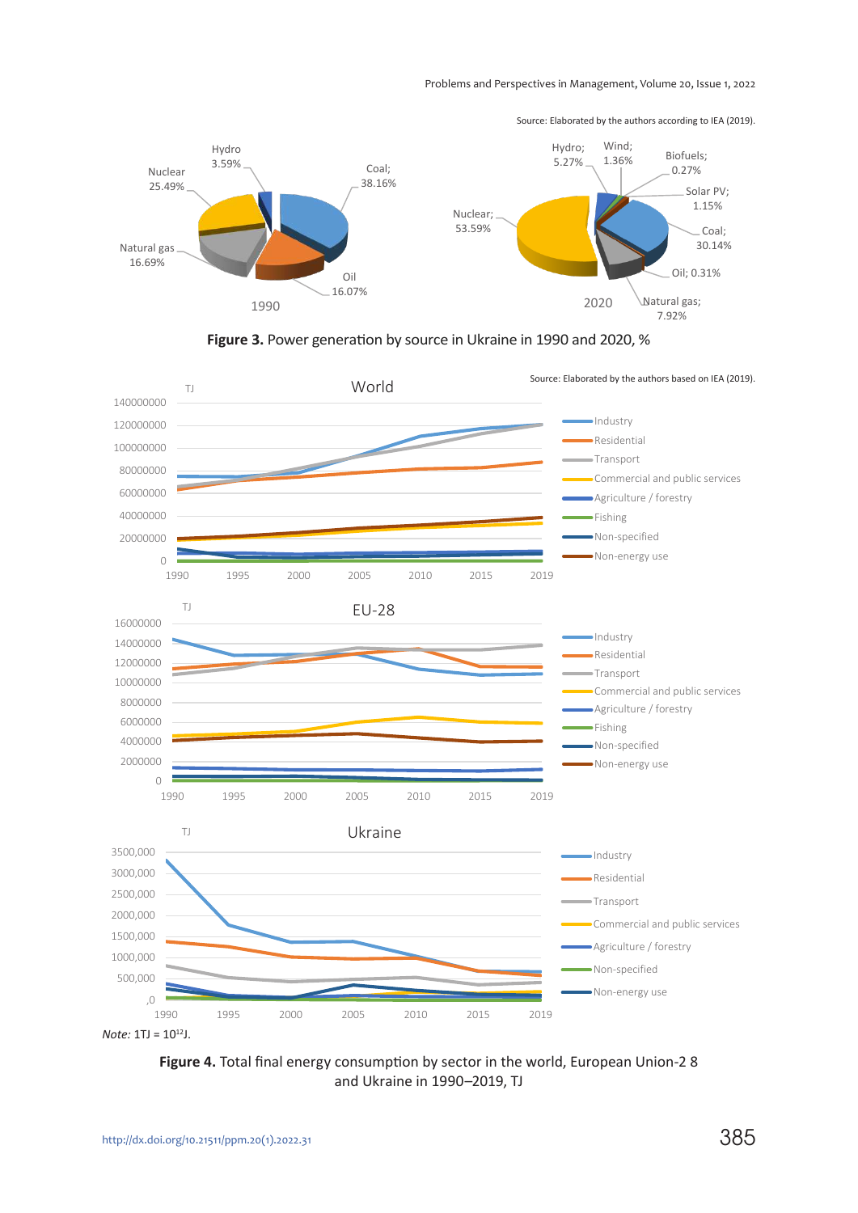Source: Elaborated by the authors according to IEA (2019).

**Figure 3.** Power generation by source in Ukraine in 1990 and 2020, %

Source: Elaborated by the authors based on IEA (2019).

*Note:* 1TJ = $10^{12}$J.

**Figure 4.** Total final energy consumption by sector in the world, European Union-2 8 and Ukraine in 1990–2019, TJ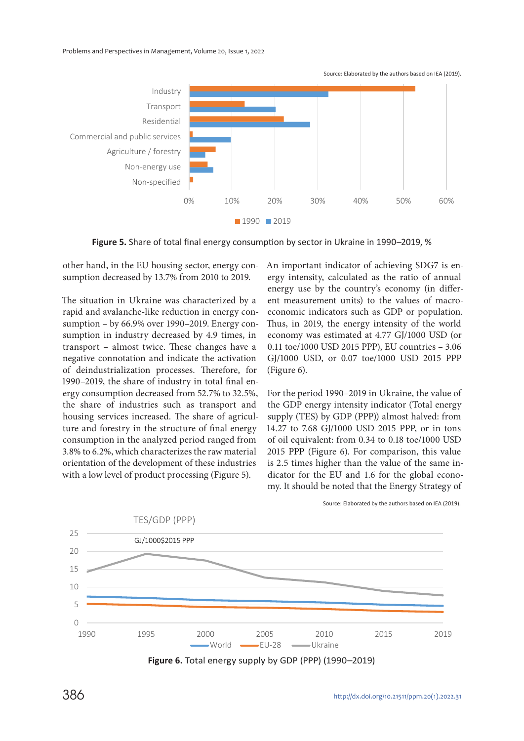Source: Elaborated by the authors based on IEA (2019).

**Figure 5.** Share of total final energy consumption by sector in Ukraine in 1990–2019, %

other hand, in the EU housing sector, energy consumption decreased by 13.7% from 2010 to 2019.

The situation in Ukraine was characterized by a rapid and avalanche-like reduction in energy consumption – by 66.9% over 1990–2019. Energy consumption in industry decreased by 4.9 times, in transport – almost twice. These changes have a negative connotation and indicate the activation of deindustrialization processes. Therefore, for 1990–2019, the share of industry in total final energy consumption decreased from 52.7% to 32.5%, the share of industries such as transport and housing services increased. The share of agriculture and forestry in the structure of final energy consumption in the analyzed period ranged from 3.8% to 6.2%, which characterizes the raw material orientation of the development of these industries with a low level of product processing (Figure 5).

An important indicator of achieving SDG7 is energy intensity, calculated as the ratio of annual energy use by the country's economy (in different measurement units) to the values of macroeconomic indicators such as GDP or population. Thus, in 2019, the energy intensity of the world economy was estimated at 4.77 GJ/1000 USD (or 0.11 toe/1000 USD 2015 PPP), EU countries – 3.06 GJ/1000 USD, or 0.07 toe/1000 USD 2015 PPP (Figure 6).

For the period 1990–2019 in Ukraine, the value of the GDP energy intensity indicator (Total energy supply (TES) by GDP (PPP)) almost halved: from 14.27 to 7.68 GJ/1000 USD 2015 PPP, or in tons of oil equivalent: from 0.34 to 0.18 toe/1000 USD 2015 PPP (Figure 6). For comparison, this value is 2.5 times higher than the value of the same indicator for the EU and 1.6 for the global economy. It should be noted that the Energy Strategy of

Source: Elaborated by the authors based on IEA (2019).

**Figure 6.** Total energy supply by GDP (PPP) (1990–2019)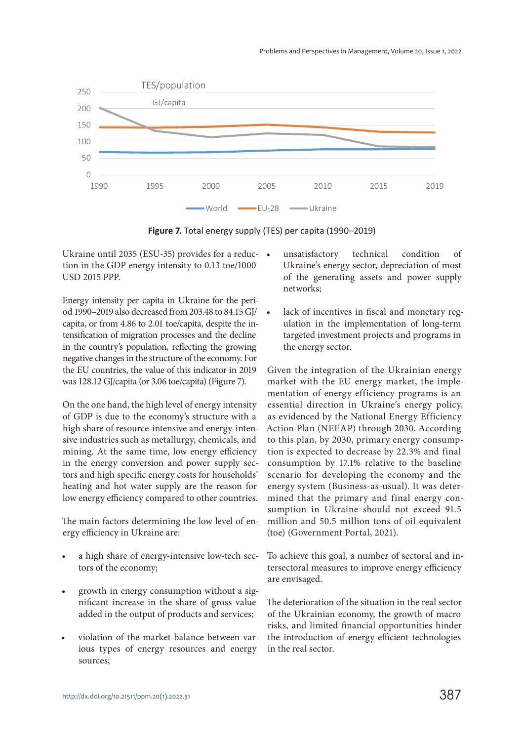**Figure 7.** Total energy supply (TES) per capita (1990–2019)

Ukraine until 2035 (ESU-35) provides for a reduction in the GDP energy intensity to 0.13 toe/1000 USD 2015 PPP.

Energy intensity per capita in Ukraine for the period 1990–2019 also decreased from 203.48 to 84.15 GJ/capita, or from 4.86 to 2.01 toe/capita, despite the intensification of migration processes and the decline in the country's population, reflecting the growing negative changes in the structure of the economy. For the EU countries, the value of this indicator in 2019 was 128.12 GJ/capita (or 3.06 toe/capita) (Figure 7).

On the one hand, the high level of energy intensity of GDP is due to the economy's structure with a high share of resource-intensive and energy-intensive industries such as metallurgy, chemicals, and mining. At the same time, low energy efficiency in the energy conversion and power supply sectors and high specific energy costs for households' heating and hot water supply are the reason for low energy efficiency compared to other countries.

The main factors determining the low level of energy efficiency in Ukraine are:

- a high share of energy-intensive low-tech sectors of the economy;
- growth in energy consumption without a significant increase in the share of gross value added in the output of products and services;
- violation of the market balance between various types of energy resources and energy sources;
- unsatisfactory technical condition of Ukraine's energy sector, depreciation of most of the generating assets and power supply networks;
- lack of incentives in fiscal and monetary regulation in the implementation of long-term targeted investment projects and programs in the energy sector.

Given the integration of the Ukrainian energy market with the EU energy market, the implementation of energy efficiency programs is an essential direction in Ukraine's energy policy, as evidenced by the National Energy Efficiency Action Plan (NEEAP) through 2030. According to this plan, by 2030, primary energy consumption is expected to decrease by 22.3% and final consumption by 17.1% relative to the baseline scenario for developing the economy and the energy system (Business-as-usual). It was determined that the primary and final energy consumption in Ukraine should not exceed 91.5 million and 50.5 million tons of oil equivalent (toe) (Government Portal, 2021).

To achieve this goal, a number of sectoral and intersectoral measures to improve energy efficiency are envisaged.

The deterioration of the situation in the real sector of the Ukrainian economy, the growth of macro risks, and limited financial opportunities hinder the introduction of energy-efficient technologies in the real sector.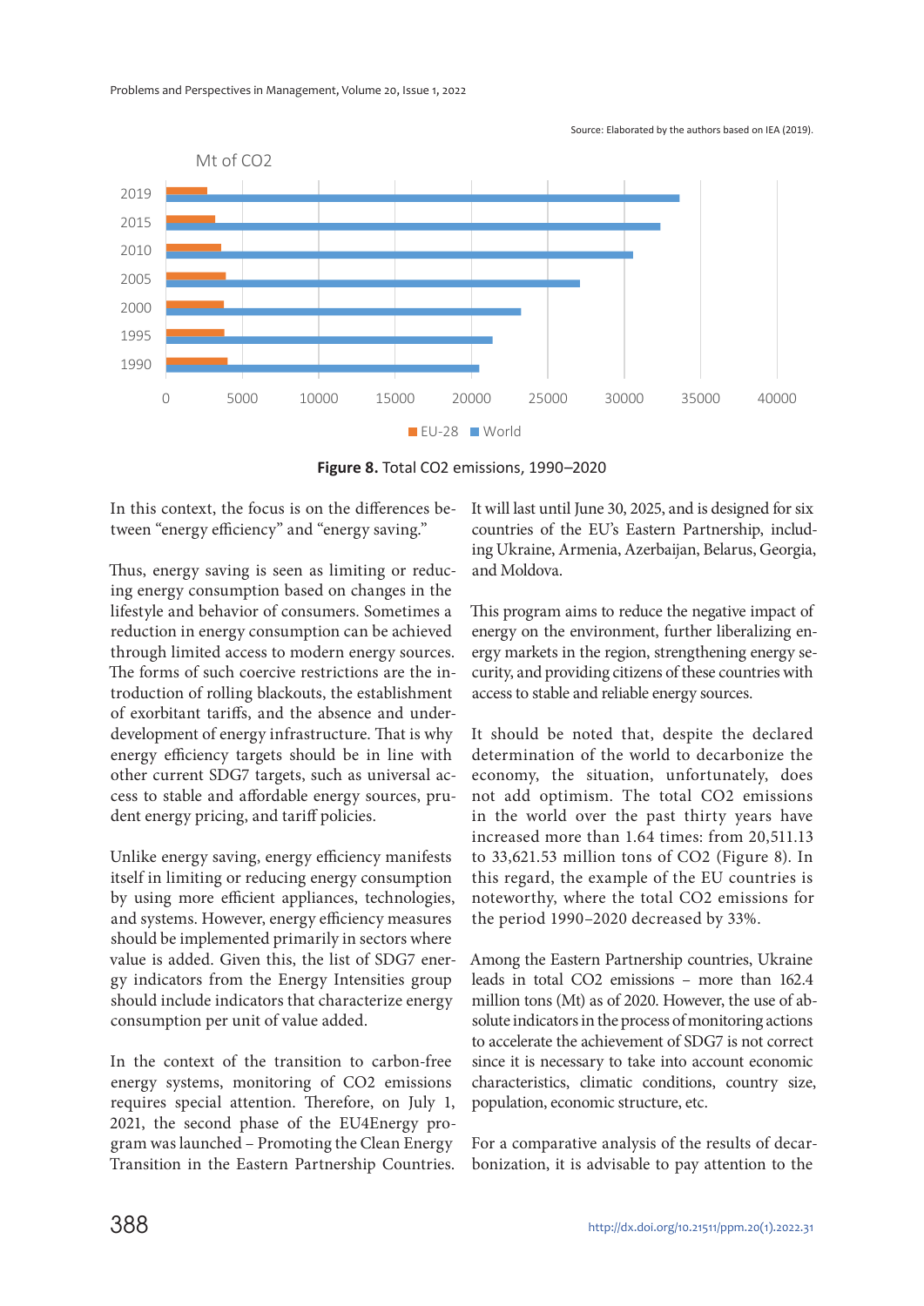Source: Elaborated by the authors based on IEA (2019).

**Figure 8.** Total CO2 emissions, 1990–2020

In this context, the focus is on the differences between "energy efficiency" and "energy saving."

Thus, energy saving is seen as limiting or reducing energy consumption based on changes in the lifestyle and behavior of consumers. Sometimes a reduction in energy consumption can be achieved through limited access to modern energy sources. The forms of such coercive restrictions are the introduction of rolling blackouts, the establishment of exorbitant tariffs, and the absence and underdevelopment of energy infrastructure. That is why energy efficiency targets should be in line with other current SDG7 targets, such as universal access to stable and affordable energy sources, prudent energy pricing, and tariff policies.

Unlike energy saving, energy efficiency manifests itself in limiting or reducing energy consumption by using more efficient appliances, technologies, and systems. However, energy efficiency measures should be implemented primarily in sectors where value is added. Given this, the list of SDG7 energy indicators from the Energy Intensities group should include indicators that characterize energy consumption per unit of value added.

In the context of the transition to carbon-free energy systems, monitoring of CO2 emissions requires special attention. Therefore, on July 1, 2021, the second phase of the EU4Energy program was launched – Promoting the Clean Energy Transition in the Eastern Partnership Countries. It will last until June 30, 2025, and is designed for six countries of the EU's Eastern Partnership, including Ukraine, Armenia, Azerbaijan, Belarus, Georgia, and Moldova.

This program aims to reduce the negative impact of energy on the environment, further liberalizing energy markets in the region, strengthening energy security, and providing citizens of these countries with access to stable and reliable energy sources.

It should be noted that, despite the declared determination of the world to decarbonize the economy, the situation, unfortunately, does not add optimism. The total CO2 emissions in the world over the past thirty years have increased more than 1.64 times: from 20,511.13 to 33,621.53 million tons of CO2 (Figure 8). In this regard, the example of the EU countries is noteworthy, where the total CO2 emissions for the period 1990–2020 decreased by 33%.

Among the Eastern Partnership countries, Ukraine leads in total CO2 emissions – more than 162.4 million tons (Mt) as of 2020. However, the use of absolute indicators in the process of monitoring actions to accelerate the achievement of SDG7 is not correct since it is necessary to take into account economic characteristics, climatic conditions, country size, population, economic structure, etc.

For a comparative analysis of the results of decarbonization, it is advisable to pay attention to the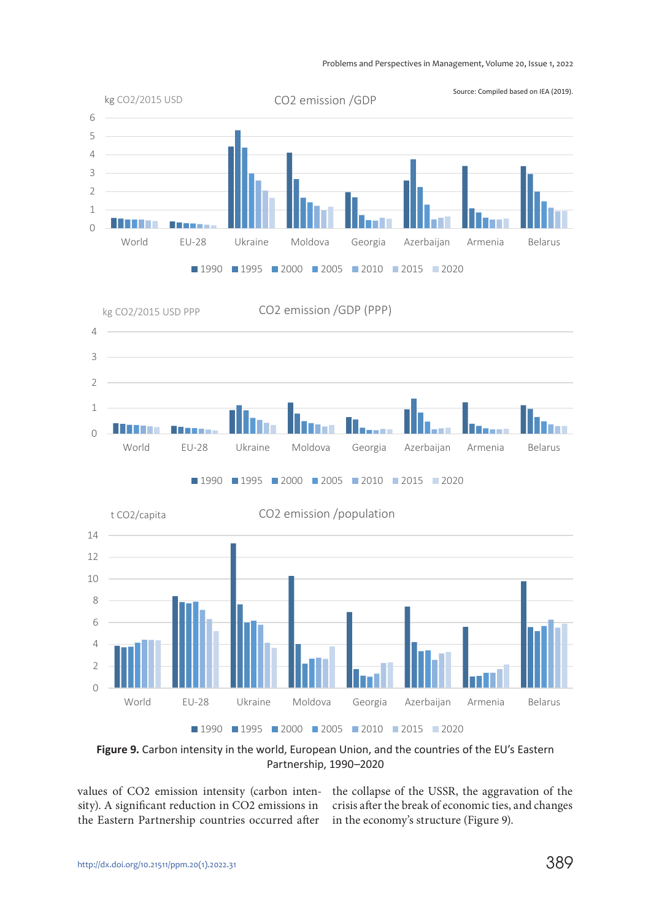Source: Compiled based on IEA (2019).

**Figure 9.** Carbon intensity in the world, European Union, and the countries of the EU's Eastern Partnership, 1990–2020

values of $CO_2$ emission intensity (carbon intensity). A significant reduction in $CO_2$ emissions in the Eastern Partnership countries occurred after the collapse of the USSR, the aggravation of the crisis after the break of economic ties, and changes in the economy's structure (Figure 9).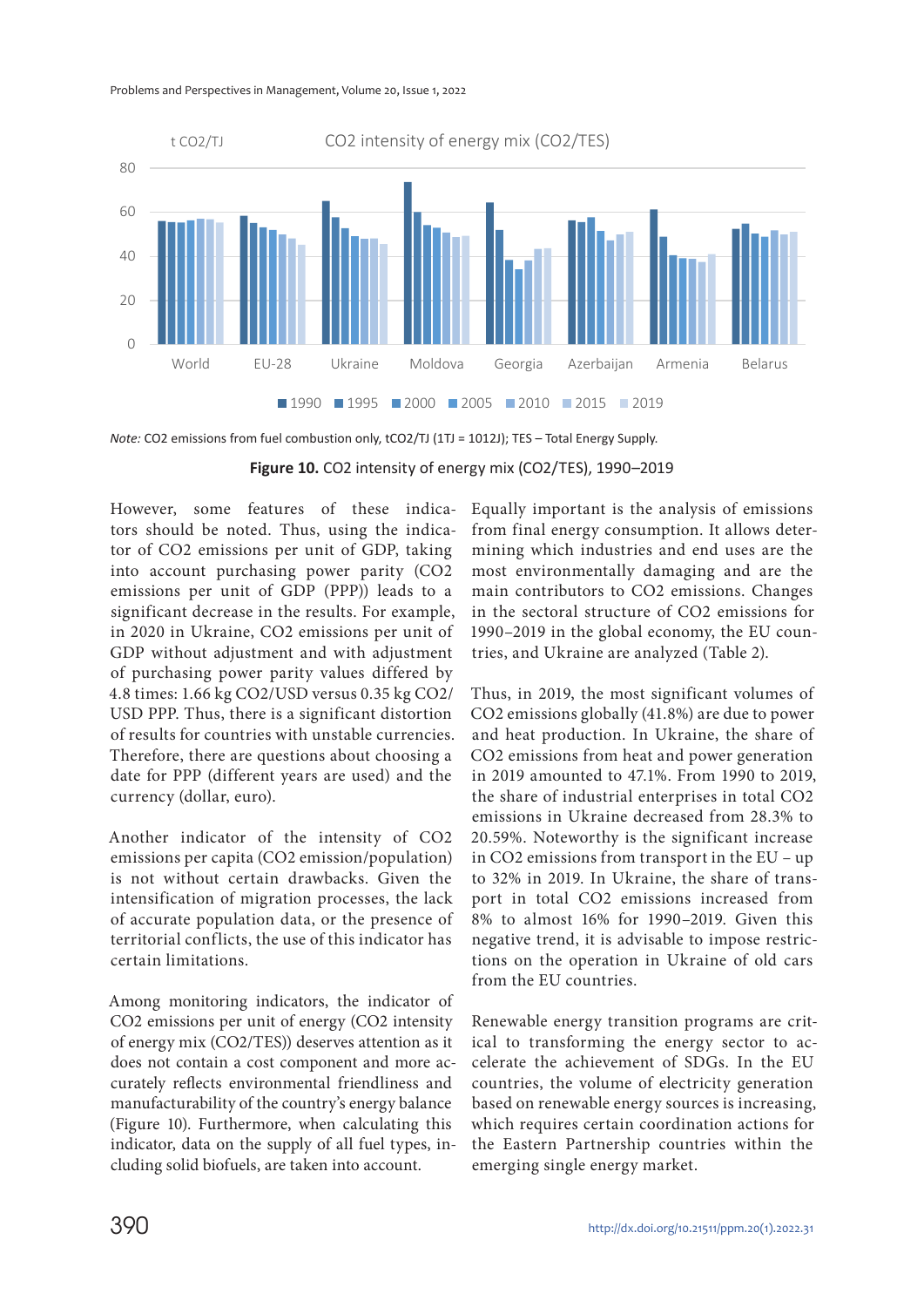Note: CO2 emissions from fuel combustion only, $tCO_2/TJ$ (1TJ = $10^{12}$J); TES – Total Energy Supply.

**Figure 10.** $CO_2$ intensity of energy mix ($CO_2$/TES), 1990–2019

However, some features of these indicators should be noted. Thus, using the indicator of $CO_2$ emissions per unit of GDP, taking into account purchasing power parity ($CO_2$ emissions per unit of GDP (PPP)) leads to a significant decrease in the results. For example, in 2020 in Ukraine, $CO_2$ emissions per unit of GDP without adjustment and with adjustment of purchasing power parity values differed by 4.8 times: 1.66 kg $CO_2$/USD versus 0.35 kg $CO_2$/USD PPP. Thus, there is a significant distortion of results for countries with unstable currencies. Therefore, there are questions about choosing a date for PPP (different years are used) and the currency (dollar, euro).

Another indicator of the intensity of $CO_2$ emissions per capita ($CO_2$ emission/population) is not without certain drawbacks. Given the intensification of migration processes, the lack of accurate population data, or the presence of territorial conflicts, the use of this indicator has certain limitations.

Among monitoring indicators, the indicator of $CO_2$ emissions per unit of energy ($CO_2$ intensity of energy mix ($CO_2$/TES)) deserves attention as it does not contain a cost component and more accurately reflects environmental friendliness and manufacturability of the country's energy balance (Figure 10). Furthermore, when calculating this indicator, data on the supply of all fuel types, including solid biofuels, are taken into account.

Equally important is the analysis of emissions from final energy consumption. It allows determining which industries and end uses are the most environmentally damaging and are the main contributors to $CO_2$ emissions. Changes in the sectoral structure of $CO_2$ emissions for 1990–2019 in the global economy, the EU countries, and Ukraine are analyzed (Table 2).

Thus, in 2019, the most significant volumes of $CO_2$ emissions globally (41.8%) are due to power and heat production. In Ukraine, the share of $CO_2$ emissions from heat and power generation in 2019 amounted to 47.1%. From 1990 to 2019, the share of industrial enterprises in total $CO_2$ emissions in Ukraine decreased from 28.3% to 20.59%. Noteworthy is the significant increase in $CO_2$ emissions from transport in the EU – up to 32% in 2019. In Ukraine, the share of transport in total $CO_2$ emissions increased from 8% to almost 16% for 1990–2019. Given this negative trend, it is advisable to impose restrictions on the operation in Ukraine of old cars from the EU countries.

Renewable energy transition programs are critical to transforming the energy sector to accelerate the achievement of SDGs. In the EU countries, the volume of electricity generation based on renewable energy sources is increasing, which requires certain coordination actions for the Eastern Partnership countries within the emerging single energy market.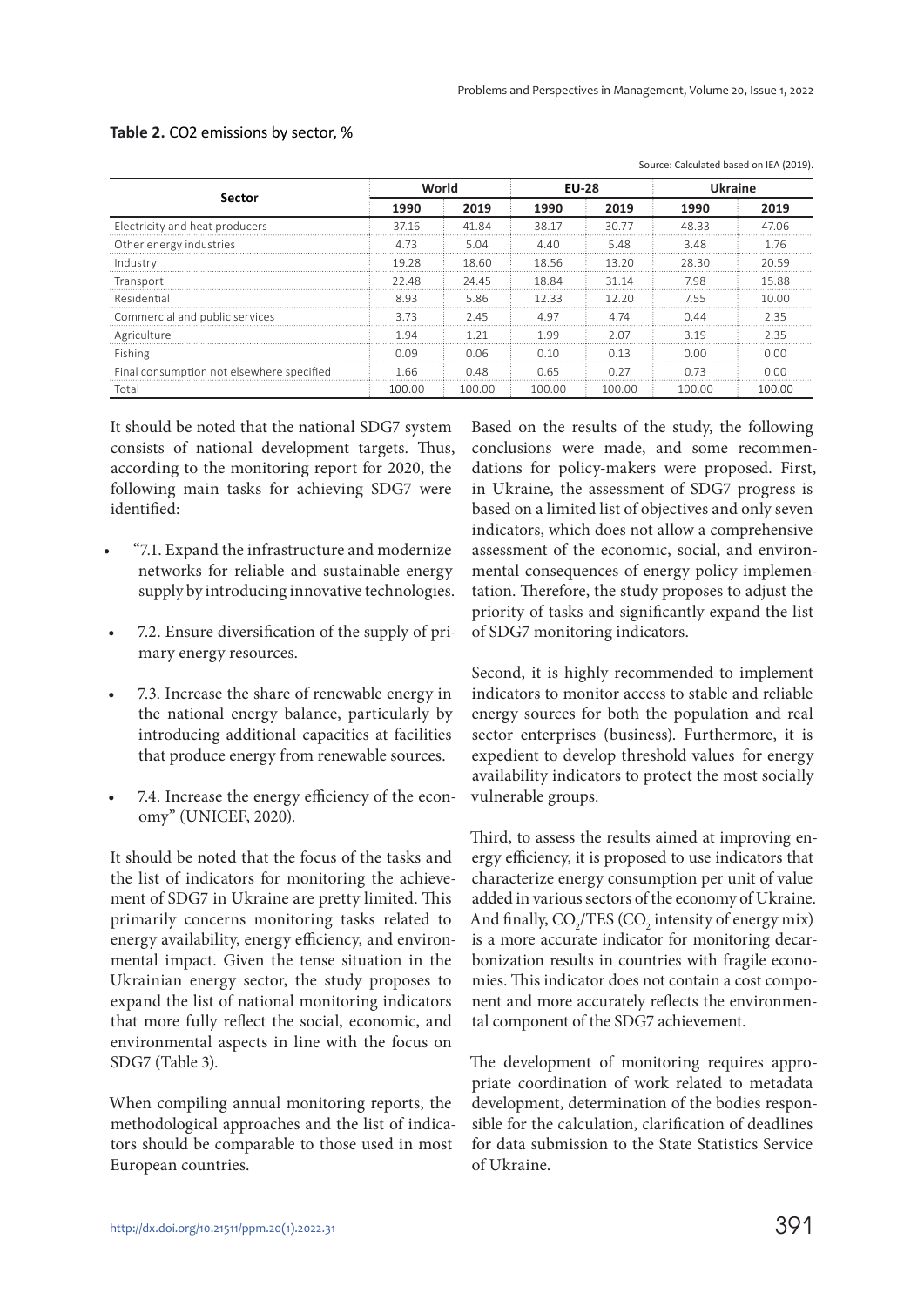**Table 2.** CO2 emissions by sector, %

Source: Calculated based on IEA (2019).

| Sector | World | | EU-28 | | Ukraine | |
|---|---|---|---|---|---|---|
| | 1990 | 2019 | 1990 | 2019 | 1990 | 2019 |
| Electricity and heat producers | 37.16 | 41.84 | 38.17 | 30.77 | 48.33 | 47.06 |
| Other energy industries | 4.73 | 5.04 | 4.40 | 5.48 | 3.48 | 1.76 |
| Industry | 19.28 | 18.60 | 18.56 | 13.20 | 28.30 | 20.59 |
| Transport | 22.48 | 24.45 | 18.84 | 31.14 | 7.98 | 15.88 |
| Residential | 8.93 | 5.86 | 12.33 | 12.20 | 7.55 | 10.00 |
| Commercial and public services | 3.73 | 2.45 | 4.97 | 4.74 | 0.44 | 2.35 |
| Agriculture | 1.94 | 1.21 | 1.99 | 2.07 | 3.19 | 2.35 |
| Fishing | 0.09 | 0.06 | 0.10 | 0.13 | 0.00 | 0.00 |
| Final consumption not elsewhere specified | 1.66 | 0.48 | 0.65 | 0.27 | 0.73 | 0.00 |
| Total | 100.00 | 100.00 | 100.00 | 100.00 | 100.00 | 100.00 |

It should be noted that the national SDG7 system consists of national development targets. Thus, according to the monitoring report for 2020, the following main tasks for achieving SDG7 were identified:

- "7.1. Expand the infrastructure and modernize networks for reliable and sustainable energy supply by introducing innovative technologies.
- 7.2. Ensure diversification of the supply of primary energy resources.
- 7.3. Increase the share of renewable energy in the national energy balance, particularly by introducing additional capacities at facilities that produce energy from renewable sources.
- 7.4. Increase the energy efficiency of the economy" (UNICEF, 2020).

It should be noted that the focus of the tasks and the list of indicators for monitoring the achievement of SDG7 in Ukraine are pretty limited. This primarily concerns monitoring tasks related to energy availability, energy efficiency, and environmental impact. Given the tense situation in the Ukrainian energy sector, the study proposes to expand the list of national monitoring indicators that more fully reflect the social, economic, and environmental aspects in line with the focus on SDG7 (Table 3).

When compiling annual monitoring reports, the methodological approaches and the list of indicators should be comparable to those used in most European countries.

Based on the results of the study, the following conclusions were made, and some recommendations for policy-makers were proposed. First, in Ukraine, the assessment of SDG7 progress is based on a limited list of objectives and only seven indicators, which does not allow a comprehensive assessment of the economic, social, and environmental consequences of energy policy implementation. Therefore, the study proposes to adjust the priority of tasks and significantly expand the list of SDG7 monitoring indicators.

Second, it is highly recommended to implement indicators to monitor access to stable and reliable energy sources for both the population and real sector enterprises (business). Furthermore, it is expedient to develop threshold values for energy availability indicators to protect the most socially vulnerable groups.

Third, to assess the results aimed at improving energy efficiency, it is proposed to use indicators that characterize energy consumption per unit of value added in various sectors of the economy of Ukraine. And finally, $CO_2$/TES ($CO_2$ intensity of energy mix) is a more accurate indicator for monitoring decarbonization results in countries with fragile economies. This indicator does not contain a cost component and more accurately reflects the environmental component of the SDG7 achievement.

The development of monitoring requires appropriate coordination of work related to metadata development, determination of the bodies responsible for the calculation, clarification of deadlines for data submission to the State Statistics Service of Ukraine.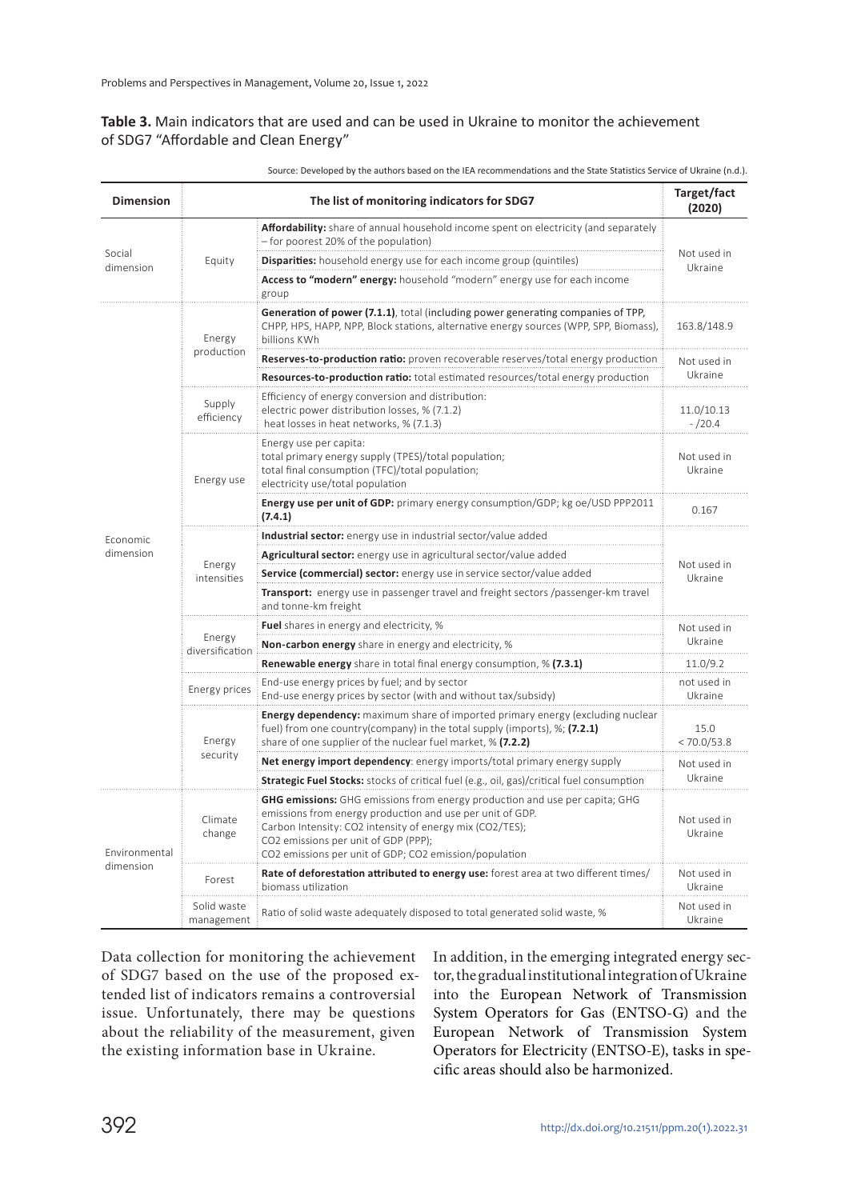**Table 3.** Main indicators that are used and can be used in Ukraine to monitor the achievement of SDG7 "Affordable and Clean Energy"

Source: Developed by the authors based on the IEA recommendations and the State Statistics Service of Ukraine (n.d.).

| Dimension | The list of monitoring indicators for SDG7 | | Target/fact (2020) |
|---|---|---|---|
| Social dimension | Equity | **Affordability:** share of annual household income spent on electricity (and separately – for poorest 20% of the population) | Not used in Ukraine |
| | | **Disparities:** household energy use for each income group (quintiles) | |
| | | **Access to "modern" energy:** household "modern" energy use for each income group | |
| Economic dimension | Energy production | **Generation of power (7.1.1)**, total (including power generating companies of TPP, CHPP, HPS, HAPP, NPP, Block stations, alternative energy sources (WPP, SPP, Biomass)), billions KWh | 163.8/148.9 |
| | | **Reserves-to-production ratio:** proven recoverable reserves/total energy production | Not used in Ukraine |
| | | **Resources-to-production ratio:** total estimated resources/total energy production | |
| | Supply efficiency | Efficiency of energy conversion and distribution: electric power distribution losses, % (7.1.2) heat losses in heat networks, % (7.1.3) | 11.0/10.13 - /20.4 |
| | Energy use | Energy use per capita: total primary energy supply (TPES)/total population; total final consumption (TFC)/total population; electricity use/total population | Not used in Ukraine |
| | | **Energy use per unit of GDP:** primary energy consumption/GDP; kg oe/USD PPP2011 **(7.4.1)** | 0.167 |
| | Energy intensities | **Industrial sector:** energy use in industrial sector/value added | Not used in Ukraine |
| | | **Agricultural sector:** energy use in agricultural sector/value added | |
| | | **Service (commercial) sector:** energy use in service sector/value added | |
| | | **Transport:** energy use in passenger travel and freight sectors /passenger-km travel and tonne-km freight | |
| | Energy diversification | **Fuel** shares in energy and electricity, % | Not used in Ukraine |
| | | **Non-carbon energy** share in energy and electricity, % | |
| | | **Renewable energy** share in total final energy consumption, % **(7.3.1)** | 11.0/9.2 |
| | Energy prices | End-use energy prices by fuel; and by sector End-use energy prices by sector (with and without tax/subsidy) | not used in Ukraine |
| | Energy security | **Energy dependency:** maximum share of imported primary energy (excluding nuclear fuel) from one country(company) in the total supply (imports), %; **(7.2.1)** share of one supplier of the nuclear fuel market, % **(7.2.2)** | 15.0 < 70.0/53.8 |
| | | **Net energy import dependency**: energy imports/total primary energy supply | Not used in Ukraine |
| | | **Strategic Fuel Stocks:** stocks of critical fuel (e.g., oil, gas)/critical fuel consumption | |
| Environmental dimension | Climate change | **GHG emissions:** GHG emissions from energy production and use per capita; GHG emissions from energy production and use per unit of GDP. Carbon Intensity: CO2 intensity of energy mix (CO2/TES); CO2 emissions per unit of GDP (PPP); CO2 emissions per unit of GDP; CO2 emission/population | Not used in Ukraine |
| | Forest | **Rate of deforestation attributed to energy use:** forest area at two different times/ biomass utilization | Not used in Ukraine |
| | Solid waste management | Ratio of solid waste adequately disposed to total generated solid waste, % | Not used in Ukraine |

Data collection for monitoring the achievement of SDG7 based on the use of the proposed extended list of indicators remains a controversial issue. Unfortunately, there may be questions about the reliability of the measurement, given the existing information base in Ukraine.

In addition, in the emerging integrated energy sector, the gradual institutional integration of Ukraine into the European Network of Transmission System Operators for Gas (ENTSO-G) and the European Network of Transmission System Operators for Electricity (ENTSO-E), tasks in specific areas should also be harmonized.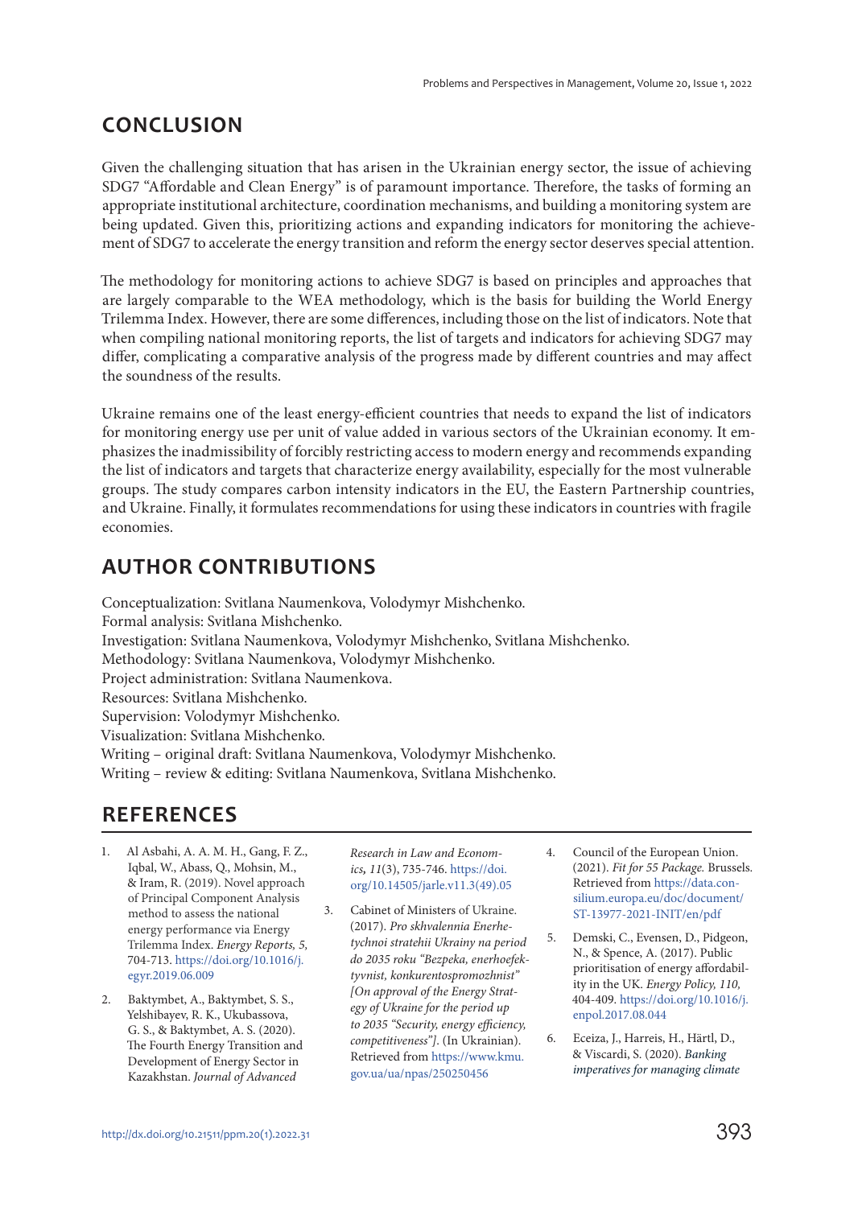## CONCLUSION

Given the challenging situation that has arisen in the Ukrainian energy sector, the issue of achieving SDG7 "Affordable and Clean Energy" is of paramount importance. Therefore, the tasks of forming an appropriate institutional architecture, coordination mechanisms, and building a monitoring system are being updated. Given this, prioritizing actions and expanding indicators for monitoring the achievement of SDG7 to accelerate the energy transition and reform the energy sector deserves special attention.

The methodology for monitoring actions to achieve SDG7 is based on principles and approaches that are largely comparable to the WEA methodology, which is the basis for building the World Energy Trilemma Index. However, there are some differences, including those on the list of indicators. Note that when compiling national monitoring reports, the list of targets and indicators for achieving SDG7 may differ, complicating a comparative analysis of the progress made by different countries and may affect the soundness of the results.

Ukraine remains one of the least energy-efficient countries that needs to expand the list of indicators for monitoring energy use per unit of value added in various sectors of the Ukrainian economy. It emphasizes the inadmissibility of forcibly restricting access to modern energy and recommends expanding the list of indicators and targets that characterize energy availability, especially for the most vulnerable groups. The study compares carbon intensity indicators in the EU, the Eastern Partnership countries, and Ukraine. Finally, it formulates recommendations for using these indicators in countries with fragile economies.

## AUTHOR CONTRIBUTIONS

Conceptualization: Svitlana Naumenkova, Volodymyr Mishchenko.
Formal analysis: Svitlana Mishchenko.
Investigation: Svitlana Naumenkova, Volodymyr Mishchenko, Svitlana Mishchenko.
Methodology: Svitlana Naumenkova, Volodymyr Mishchenko.
Project administration: Svitlana Naumenkova.
Resources: Svitlana Mishchenko.
Supervision: Volodymyr Mishchenko.
Visualization: Svitlana Mishchenko.
Writing – original draft: Svitlana Naumenkova, Volodymyr Mishchenko.
Writing – review & editing: Svitlana Naumenkova, Svitlana Mishchenko.

## REFERENCES

1. Al Asbahi, A. A. M. H., Gang, F. Z., Iqbal, W., Abass, Q., Mohsin, M., & Iram, R. (2019). Novel approach of Principal Component Analysis method to assess the national energy performance via Energy Trilemma Index. *Energy Reports, 5,* 704-713. https://doi.org/10.1016/j.egyr.2019.06.009
2. Baktymbet, A., Baktymbet, S. S., Yelshibayev, R. K., Ukubassova, G. S., & Baktymbet, A. S. (2020). The Fourth Energy Transition and Development of Energy Sector in Kazakhstan. *Journal of Advanced Research in Law and Economics, 11*(3), 735-746. https://doi.org/10.14505/jarle.v11.3(49).05
3. Cabinet of Ministers of Ukraine. (2017). *Pro skhvalennia Enerhetychnoi stratehii Ukrainy na period do 2035 roku "Bezpeka, enerhoefektyvnist, konkurentospromozhnist" [On approval of the Energy Strategy of Ukraine for the period up to 2035 "Security, energy efficiency, competitiveness"].* (In Ukrainian). Retrieved from https://www.kmu.gov.ua/ua/npas/250250456
4. Council of the European Union. (2021). *Fit for 55 Package.* Brussels. Retrieved from https://data.consilium.europa.eu/doc/document/ST-13977-2021-INIT/en/pdf
5. Demski, C., Evensen, D., Pidgeon, N., & Spence, A. (2017). Public prioritisation of energy affordability in the UK. *Energy Policy, 110,* 404-409. https://doi.org/10.1016/j.enpol.2017.08.044
6. Eceiza, J., Harreis, H., Härtl, D., & Viscardi, S. (2020). *Banking imperatives for managing climate*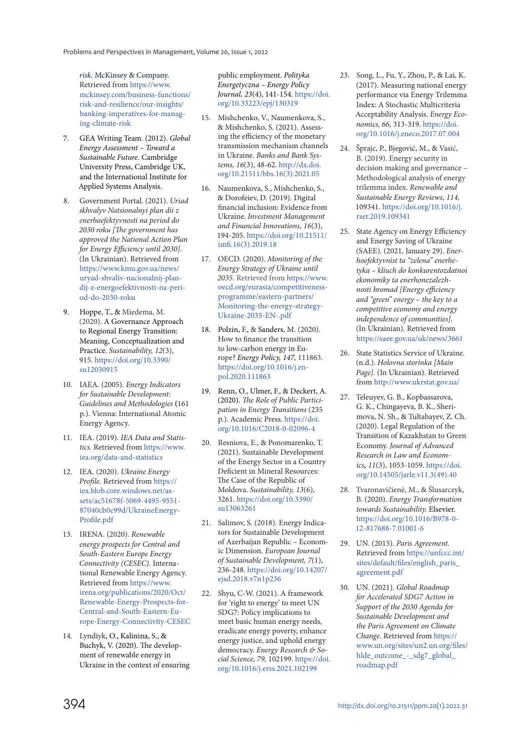*risk.* McKinsey & Company. Retrieved from https://www.mckinsey.com/business-functions/risk-and-resilience/our-insights/banking-imperatives-for-managing-climate-risk

7. GEA Writing Team. (2012). *Global Energy Assessment – Toward a Sustainable Future.* Cambridge University Press, Cambridge UK, and the International Institute for Applied Systems Analysis.

8. Government Portal. (2021). *Uriad skhvalyv Natsionalnyi plan dii z enerhoefektyvnosti na period do 2030 roku [The government has approved the National Action Plan for Energy Efficiency until 2030].* (In Ukrainian). Retrieved from https://www.kmu.gov.ua/news/uryad-shvaliv-nacionalnij-plan-dij-z-energoefektivnosti-na-period-do-2030-roku

9. Hoppe, T., & Miedema, M. (2020). A Governance Approach to Regional Energy Transition: Meaning, Conceptualization and Practice. *Sustainability, 12*(3), 915. https://doi.org/10.3390/su12030915

10. IAEA. (2005). *Energy Indicators for Sustainable Development: Guidelines and Methodologies* (161 p.). Vienna: International Atomic Energy Agency.

11. IEA. (2019). *IEA Data and Statistics.* Retrieved from https://www.iea.org/data-and-statistics

12. IEA. (2020). *Ukraine Energy Profile.* Retrieved from https://iea.blob.core.windows.net/assets/ac51678f-5069-4495-9551-87040cb0c99d/UkraineEnergyProfile.pdf

13. IRENA. (2020). *Renewable energy prospects for Central and South-Eastern Europe Energy Connectivity (CESEC).* International Renewable Energy Agency. Retrieved from https://www.irena.org/publications/2020/Oct/Renewable-Energy-Prospects-for-Central-and-South-Eastern-Europe-Energy-Connectivity-CESEC

14. Lyndiyk, O., Kalinina, S., & Buchyk, V. (2020). The development of renewable energy in Ukraine in the context of ensuring public employment. *Polityka Energetyczna – Energy Policy Journal, 23*(4), 141-154. https://doi.org/10.33223/epj/130319

15. Mishchenko, V., Naumenkova, S., & Mishchenko, S. (2021). Assessing the efficiency of the monetary transmission mechanism channels in Ukraine. *Banks and Bank Systems, 16*(3), 48-62. http://dx.doi.org/10.21511/bbs.16(3).2021.05

16. Naumenkova, S., Mishchenko, S., & Dorofeiev, D. (2019). Digital financial inclusion: Evidence from Ukraine. *Investment Management and Financial Innovations, 16*(3), 194-205. https://doi.org/10.21511/imfi.16(3).2019.18

17. OECD. (2020). *Monitoring of the Energy Strategy of Ukraine until 2035.* Retrieved from https://www.oecd.org/eurasia/competitiveness-programme/eastern-partners/Monitoring-the-energy-strategy-Ukraine-2035-EN-.pdf

18. Polzin, F., & Sanders, M. (2020). How to finance the transition to low-carbon energy in Europe? *Energy Policy, 147,* 111863. https://doi.org/10.1016/j.enpol.2020.111863

19. Renn, O., Ulmer, F., & Deckert, A. (2020). *The Role of Public Participation in Energy Transitions* (235 p.). Academic Press. https://doi.org/10.1016/C2018-0-02096-4

20. Resniova, E., & Ponomarenko, T. (2021). Sustainable Development of the Energy Sector in a Country Deficient in Mineral Resources: The Case of the Republic of Moldova. *Sustainability, 13*(6), 3261. https://doi.org/10.3390/su13063261

21. Salimov, S. (2018). Energy Indicators for Sustainable Development of Azerbaijan Republic – Economic Dimension. *European Journal of Sustainable Development, 7*(1), 236-248. https://doi.org/10.14207/ejsd.2018.v7n1p236

22. Shyu, C-W. (2021). A framework for 'right to energy' to meet UN SDG7: Policy implications to meet basic human energy needs, eradicate energy poverty, enhance energy justice, and uphold energy democracy. *Energy Research & Social Science, 79,* 102199. https://doi.org/10.1016/j.erss.2021.102199

23. Song, L., Fu, Y., Zhou, P., & Lai, K. (2017). Measuring national energy performance via Energy Trilemma Index: A Stochastic Multicriteria Acceptability Analysis. *Energy Economics, 66,* 313-319. https://doi.org/10.1016/j.eneco.2017.07.004

24. Šprajc, P., Bjegović, M., & Vasić, B. (2019). Energy security in decision making and governance – Methodological analysis of energy trilemma index. *Renewable and Sustainable Energy Reviews, 114,* 109341. https://doi.org/10.1016/j.rser.2019.109341

25. State Agency on Energy Efficiency and Energy Saving of Ukraine (SAEE). (2021, January 29). *Enerhoefektyvnist ta "zelena" enerhetyka – kliuch do konkurentozdatnoi ekonomiky ta enerhonezalezhnosti hromad [Energy efficiency and "green" energy – the key to a competitive economy and energy independence of communities].* (In Ukrainian). Retrieved from https://saee.gov.ua/uk/news/3661

26. State Statistics Service of Ukraine. (n.d.). *Holovna storinka [Main Page].* (In Ukrainian). Retrieved from http://www.ukrstat.gov.ua/

27. Teleuyev, G. B., Kopbassarova, G. K., Chingayeva, B. K., Sherimova, N. Sh., & Tultabayev, Z. Ch. (2020). Legal Regulation of the Transition of Kazakhstan to Green Economy. *Journal of Advanced Research in Law and Economics, 11*(3), 1053-1059. https://doi.org/10.14505/jarle.v11.3(49).40

28. Tvaronavičienė, M., & Ślusarczyk, B. (2020). *Energy Transformation towards Sustainability.* Elsevier. https://doi.org/10.1016/B978-0-12-817688-7.01001-6

29. UN. (2015). *Paris Agreement.* Retrieved from https://unfccc.int/sites/default/files/english_paris_agreement.pdf

30. UN. (2021). *Global Roadmap for Accelerated SDG7 Action in Support of the 2030 Agenda for Sustainable Development and the Paris Agreement on Climate Change.* Retrieved from https://www.un.org/sites/un2.un.org/files/hlde_outcome_-_sdg7_global_roadmap.pdf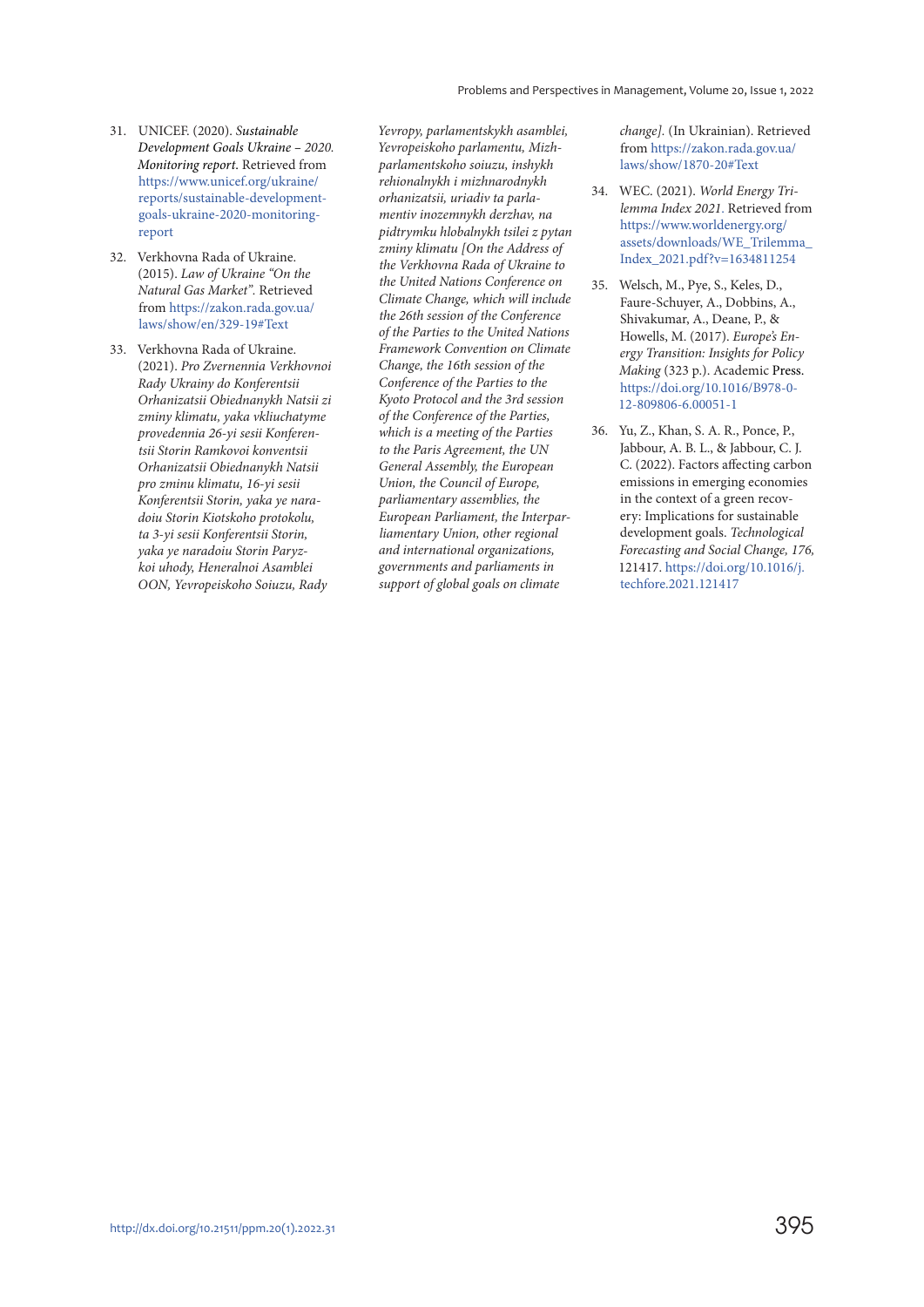31. UNICEF. (2020). *Sustainable Development Goals Ukraine – 2020. Monitoring report*. Retrieved from https://www.unicef.org/ukraine/reports/sustainable-development-goals-ukraine-2020-monitoring-report

32. Verkhovna Rada of Ukraine. (2015). *Law of Ukraine "On the Natural Gas Market"*. Retrieved from https://zakon.rada.gov.ua/laws/show/en/329-19#Text

33. Verkhovna Rada of Ukraine. (2021). *Pro Zvernennia Verkhovnoi Rady Ukrainy do Konferentsii Orhanizatsii Obiednanykh Natsii zi zminy klimatu, yaka vkliuchatyme provedennia 26-yi sesii Konferentsii Storin Ramkovoi konventsii Orhanizatsii Obiednanykh Natsii pro zminu klimatu, 16-yi sesii Konferentsii Storin, yaka ye naradoiu Storin Kiotskoho protokolu, ta 3-yi sesii Konferentsii Storin, yaka ye naradoiu Storin Paryzkoi uhody, Heneralnoi Asamblei OON, Yevropeiskoho Soiuzu, Rady Yevropy, parlamentskykh asamblei, Yevropeiskoho parlamentu, Mizhparlamentskoho soiuzu, inshykh rehionalnykh i mizhnarodnykh orhanizatsii, uriadiv ta parlamentiv inozemnykh derzhav, na pidtrymku hlobalnykh tsilei z pytan zminy klimatu [On the Address of the Verkhovna Rada of Ukraine to the United Nations Conference on Climate Change, which will include the 26th session of the Conference of the Parties to the United Nations Framework Convention on Climate Change, the 16th session of the Conference of the Parties to the Kyoto Protocol and the 3rd session of the Conference of the Parties, which is a meeting of the Parties to the Paris Agreement, the UN General Assembly, the European Union, the Council of Europe, parliamentary assemblies, the European Parliament, the Interparliamentary Union, other regional and international organizations, governments and parliaments in support of global goals on climate change]*. (In Ukrainian). Retrieved from https://zakon.rada.gov.ua/laws/show/1870-20#Text

34. WEC. (2021). *World Energy Trilemma Index 2021*. Retrieved from https://www.worldenergy.org/assets/downloads/WE_Trilemma_Index_2021.pdf?v=1634811254

35. Welsch, M., Pye, S., Keles, D., Faure-Schuyer, A., Dobbins, A., Shivakumar, A., Deane, P., & Howells, M. (2017). *Europe's Energy Transition: Insights for Policy Making* (323 p.). Academic Press. https://doi.org/10.1016/B978-0-12-809806-6.00051-1

36. Yu, Z., Khan, S. A. R., Ponce, P., Jabbour, A. B. L., & Jabbour, C. J. C. (2022). Factors affecting carbon emissions in emerging economies in the context of a green recovery: Implications for sustainable development goals. *Technological Forecasting and Social Change, 176*, 121417. https://doi.org/10.1016/j.techfore.2021.121417